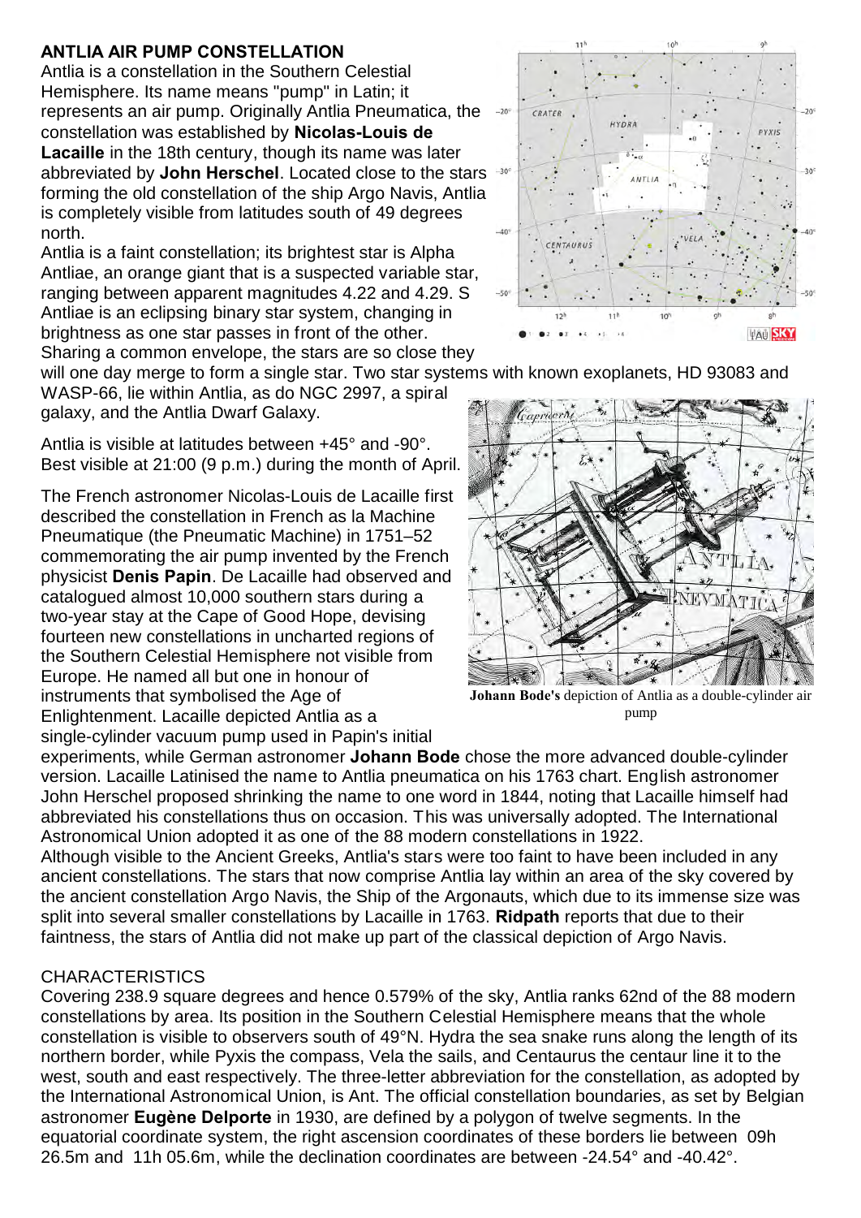## ANTLIA AIR PUMP CONSTELLATION

Antlia is a constellation in the Southern Celestial Hemisphere. Its name means "pump" in Latin; it represents an air pump. Originally Antlia Pneumatica, the constellation was established by **Nicolas-Louis de Lacaille** in the 18th century, though its name was later abbreviated by **John Herschel**. Located close to the stars forming the old constellation of the ship Argo Navis, Antlia is completely visible from latitudes south of 49 degrees north.

Antlia is a faint constellation; its brightest star is Alpha Antliae, an orange giant that is a suspected variable star, ranging between apparent magnitudes 4.22 and 4.29. S Antliae is an eclipsing binary star system, changing in brightness as one star passes in front of the other. Sharing a common envelope, the stars are so close they will one day merge to form a single star. Two star systems with known exoplanets, HD 93083 and WASP-66, lie within Antlia, as do NGC 2997, a spiral galaxy, and the Antlia Dwarf Galaxy.

Antlia is visible at latitudes between +45° and -90°. Best visible at 21:00 (9 p.m.) during the month of April.

The French astronomer Nicolas-Louis de Lacaille first described the constellation in French as la Machine Pneumatique (the Pneumatic Machine) in 1751–52 commemorating the air pump invented by the French physicist **Denis Papin**. De Lacaille had observed and catalogued almost 10,000 southern stars during a two-year stay at the Cape of Good Hope, devising fourteen new constellations in uncharted regions of the Southern Celestial Hemisphere not visible from Europe. He named all but one in honour of instruments that symbolised the Age of Enlightenment. Lacaille depicted Antlia as a single-cylinder vacuum pump used in Papin's initial experiments, while German astronomer **Johann Bode** chose the more advanced double-cylinder version. Lacaille Latinised the name to Antlia pneumatica on his 1763 chart. English astronomer John Herschel proposed shrinking the name to one word in 1844, noting that Lacaille himself had abbreviated his constellations thus on occasion. This was universally adopted. The International Astronomical Union adopted it as one of the 88 modern constellations in 1922.

**Johann Bode's** depiction of Antlia as a double-cylinder air pump

Although visible to the Ancient Greeks, Antlia's stars were too faint to have been included in any ancient constellations. The stars that now comprise Antlia lay within an area of the sky covered by the ancient constellation Argo Navis, the Ship of the Argonauts, which due to its immense size was split into several smaller constellations by Lacaille in 1763. **Ridpath** reports that due to their faintness, the stars of Antlia did not make up part of the classical depiction of Argo Navis.

### CHARACTERISTICS

Covering 238.9 square degrees and hence 0.579% of the sky, Antlia ranks 62nd of the 88 modern constellations by area. Its position in the Southern Celestial Hemisphere means that the whole constellation is visible to observers south of 49°N. Hydra the sea snake runs along the length of its northern border, while Pyxis the compass, Vela the sails, and Centaurus the centaur line it to the west, south and east respectively. The three-letter abbreviation for the constellation, as adopted by the International Astronomical Union, is Ant. The official constellation boundaries, as set by Belgian astronomer **Eugène Delporte** in 1930, are defined by a polygon of twelve segments. In the equatorial coordinate system, the right ascension coordinates of these borders lie between 09h 26.5m and 11h 05.6m, while the declination coordinates are between -24.54° and -40.42°.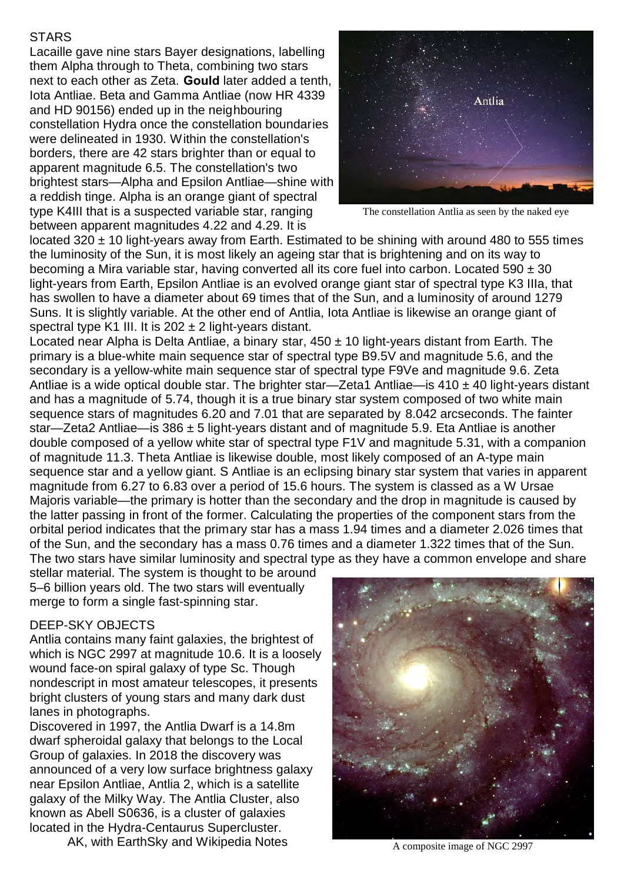## STARS

Lacaille gave nine stars Bayer designations, labelling them Alpha through to Theta, combining two stars next to each other as Zeta. **Gould** later added a tenth, Iota Antliae. Beta and Gamma Antliae (now HR 4339 and HD 90156) ended up in the neighbouring constellation Hydra once the constellation boundaries were delineated in 1930. Within the constellation's borders, there are 42 stars brighter than or equal to apparent magnitude 6.5. The constellation's two brightest stars—Alpha and Epsilon Antliae—shine with a reddish tinge. Alpha is an orange giant of spectral type K4III that is a suspected variable star, ranging between apparent magnitudes 4.22 and 4.29. It is located 320 ± 10 light-years away from Earth. Estimated to be shining with around 480 to 555 times the luminosity of the Sun, it is most likely an ageing star that is brightening and on its way to becoming a Mira variable star, having converted all its core fuel into carbon. Located 590 ± 30 light-years from Earth, Epsilon Antliae is an evolved orange giant star of spectral type K3 IIIa, that has swollen to have a diameter about 69 times that of the Sun, and a luminosity of around 1279 Suns. It is slightly variable. At the other end of Antlia, Iota Antliae is likewise an orange giant of spectral type K1 III. It is 202 ± 2 light-years distant.

The constellation Antlia as seen by the naked eye

Located near Alpha is Delta Antliae, a binary star, 450 ± 10 light-years distant from Earth. The primary is a blue-white main sequence star of spectral type B9.5V and magnitude 5.6, and the secondary is a yellow-white main sequence star of spectral type F9Ve and magnitude 9.6. Zeta Antliae is a wide optical double star. The brighter star—Zeta1 Antliae—is 410 ± 40 light-years distant and has a magnitude of 5.74, though it is a true binary star system composed of two white main sequence stars of magnitudes 6.20 and 7.01 that are separated by 8.042 arcseconds. The fainter star—Zeta2 Antliae—is 386 ± 5 light-years distant and of magnitude 5.9. Eta Antliae is another double composed of a yellow white star of spectral type F1V and magnitude 5.31, with a companion of magnitude 11.3. Theta Antliae is likewise double, most likely composed of an A-type main sequence star and a yellow giant. S Antliae is an eclipsing binary star system that varies in apparent magnitude from 6.27 to 6.83 over a period of 15.6 hours. The system is classed as a W Ursae Majoris variable—the primary is hotter than the secondary and the drop in magnitude is caused by the latter passing in front of the former. Calculating the properties of the component stars from the orbital period indicates that the primary star has a mass 1.94 times and a diameter 2.026 times that of the Sun, and the secondary has a mass 0.76 times and a diameter 1.322 times that of the Sun. The two stars have similar luminosity and spectral type as they have a common envelope and share stellar material. The system is thought to be around 5–6 billion years old. The two stars will eventually merge to form a single fast-spinning star.

## DEEP-SKY OBJECTS

Antlia contains many faint galaxies, the brightest of which is NGC 2997 at magnitude 10.6. It is a loosely wound face-on spiral galaxy of type Sc. Though nondescript in most amateur telescopes, it presents bright clusters of young stars and many dark dust lanes in photographs.

Discovered in 1997, the Antlia Dwarf is a 14.8m dwarf spheroidal galaxy that belongs to the Local Group of galaxies. In 2018 the discovery was announced of a very low surface brightness galaxy near Epsilon Antliae, Antlia 2, which is a satellite galaxy of the Milky Way. The Antlia Cluster, also known as Abell S0636, is a cluster of galaxies located in the Hydra-Centaurus Supercluster.

AK, with EarthSky and Wikipedia Notes

A composite image of NGC 2997